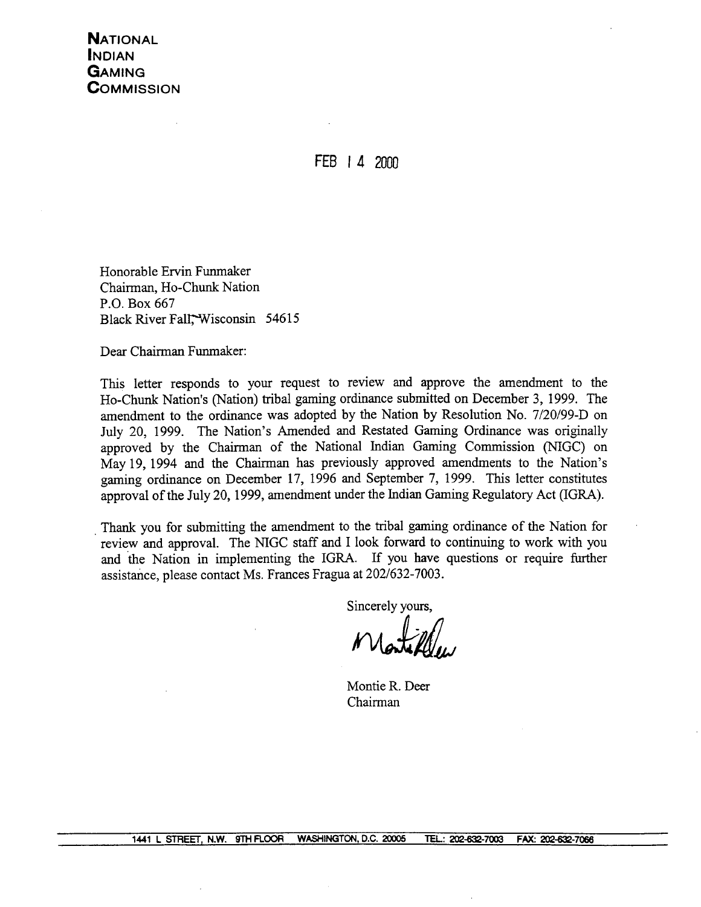**NATIONAL INDIAN GAMING COMMISSION**

FEB 14 2000

Honorable Ervin Funmaker
Chairman, Ho-Chunk Nation
P.O. Box 667
Black River Fall, Wisconsin 54615

Dear Chairman Funmaker:

This letter responds to your request to review and approve the amendment to the Ho-Chunk Nation's (Nation) tribal gaming ordinance submitted on December 3, 1999. The amendment to the ordinance was adopted by the Nation by Resolution No. 7/20/99-D on July 20, 1999. The Nation's Amended and Restated Gaming Ordinance was originally approved by the Chairman of the National Indian Gaming Commission (NIGC) on May 19, 1994 and the Chairman has previously approved amendments to the Nation's gaming ordinance on December 17, 1996 and September 7, 1999. This letter constitutes approval of the July 20, 1999, amendment under the Indian Gaming Regulatory Act (IGRA).

Thank you for submitting the amendment to the tribal gaming ordinance of the Nation for review and approval. The NIGC staff and I look forward to continuing to work with you and the Nation in implementing the IGRA. If you have questions or require further assistance, please contact Ms. Frances Fragua at 202/632-7003.

Sincerely yours,

Montie R. Deer
Chairman

1441 L STREET, N.W. 9TH FLOOR WASHINGTON, D.C. 20005 TEL.: 202-632-7003 FAX: 202-632-7066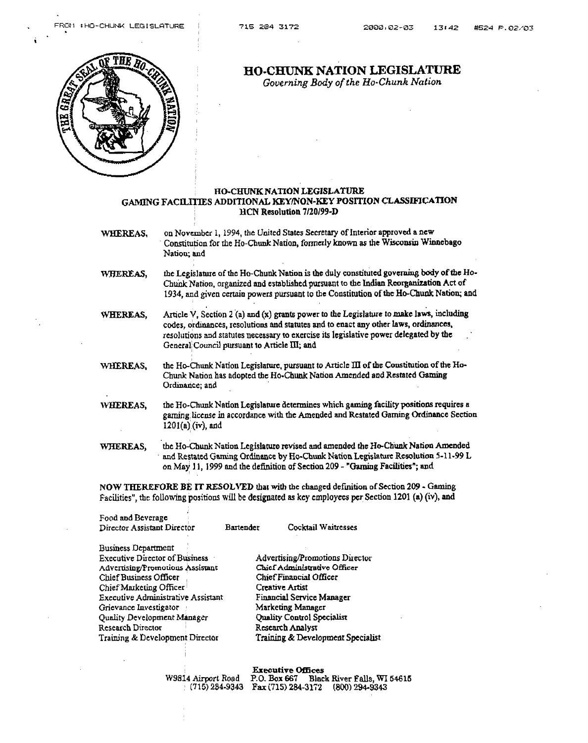# HO-CHUNK NATION LEGISLATURE

*Governing Body of the Ho-Chunk Nation*

## HO-CHUNK NATION LEGISLATURE
## GAMING FACILITIES ADDITIONAL KEY/NON-KEY POSITION CLASSIFICATION
### HCN Resolution 7/20/99-D

**WHEREAS,** on November 1, 1994, the United States Secretary of Interior approved a new Constitution for the Ho-Chunk Nation, formerly known as the Wisconsin Winnebago Nation; and

**WHEREAS,** the Legislature of the Ho-Chunk Nation is the duly constituted governing body of the Ho-Chunk Nation, organized and established pursuant to the Indian Reorganization Act of 1934, and given certain powers pursuant to the Constitution of the Ho-Chunk Nation; and

**WHEREAS,** Article V, Section 2 (a) and (x) grants power to the Legislature to make laws, including codes, ordinances, resolutions and statutes and to enact any other laws, ordinances, resolutions and statutes necessary to exercise its legislative power delegated by the General Council pursuant to Article III; and

**WHEREAS,** the Ho-Chunk Nation Legislature, pursuant to Article III of the Constitution of the Ho-Chunk Nation has adopted the Ho-Chunk Nation Amended and Restated Gaming Ordinance; and

**WHEREAS,** the Ho-Chunk Nation Legislature determines which gaming facility positions requires a gaming license in accordance with the Amended and Restated Gaming Ordinance Section 1201(a) (iv), and

**WHEREAS,** the Ho-Chunk Nation Legislature revised and amended the Ho-Chunk Nation Amended and Restated Gaming Ordinance by Ho-Chunk Nation Legislature Resolution 5-11-99 L on May 11, 1999 and the definition of Section 209 - "Gaming Facilities"; and

**NOW THEREFORE BE IT RESOLVED** that with the changed definition of Section 209 - Gaming Facilities", the following positions will be designated as key employees per Section 1201 (a) (iv), and

Food and Beverage
Director Assistant Director    Bartender    Cocktail Waitresses

Business Department
Executive Director of Business
Advertising/Promotions Assistant
Chief Business Officer
Chief Marketing Officer
Executive Administrative Assistant
Grievance Investigator
Quality Development Manager
Research Director
Training & Development Director
Advertising/Promotions Director
Chief Administrative Officer
Chief Financial Officer
Creative Artist
Financial Service Manager
Marketing Manager
Quality Control Specialist
Research Analyst
Training & Development Specialist

**Executive Offices**
W9814 Airport Road P.O. Box 667 Black River Falls, WI 54615
(715) 284-9343 Fax (715) 284-3172 (800) 294-9343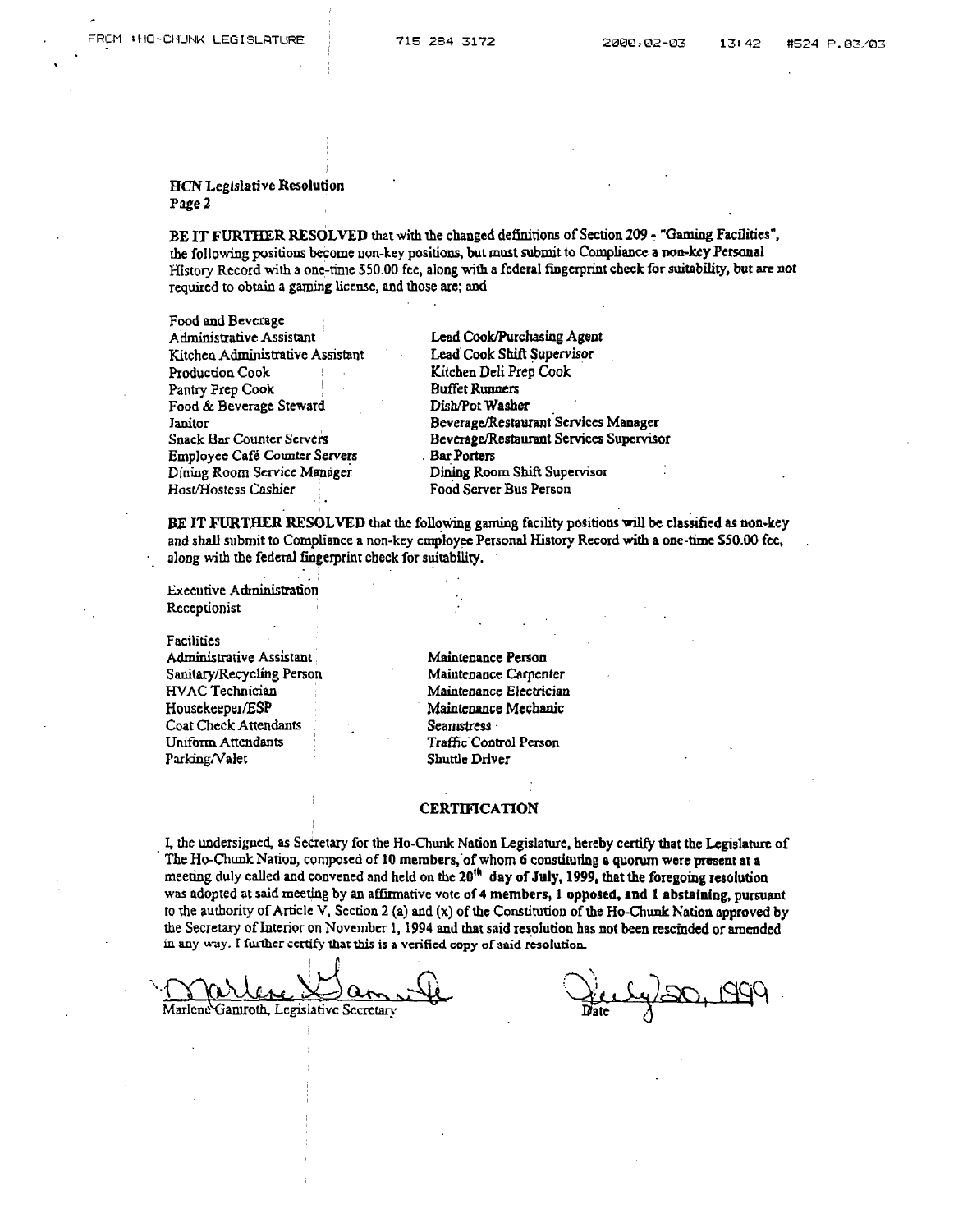**HCN Legislative Resolution**
Page 2

**BE IT FURTHER RESOLVED** that with the changed definitions of Section 209 - "Gaming Facilities", the following positions become non-key positions, but must submit to Compliance a non-key Personal History Record with a one-time $50.00 fee, along with a federal fingerprint check for suitability, but are not required to obtain a gaming license, and those are; and

Food and Beverage

| | |
|---|---|
| Administrative Assistant | Lead Cook/Purchasing Agent |
| Kitchen Administrative Assistant | Lead Cook Shift Supervisor |
| Production Cook | Kitchen Deli Prep Cook |
| Pantry Prep Cook | Buffet Runners |
| Food & Beverage Steward | Dish/Pot Washer |
| Janitor | Beverage/Restaurant Services Manager |
| Snack Bar Counter Servers | Beverage/Restaurant Services Supervisor |
| Employee Café Counter Servers | Bar Porters |
| Dining Room Service Manager | Dining Room Shift Supervisor |
| Host/Hostess Cashier | Food Server Bus Person |

**BE IT FURTHER RESOLVED** that the following gaming facility positions will be classified as non-key and shall submit to Compliance a non-key employee Personal History Record with a one-time $50.00 fee, along with the federal fingerprint check for suitability.

Executive Administration
Receptionist

Facilities

| | |
|---|---|
| Administrative Assistant | Maintenance Person |
| Sanitary/Recycling Person | Maintenance Carpenter |
| HVAC Technician | Maintenance Electrician |
| Housekeeper/ESP | Maintenance Mechanic |
| Coat Check Attendants | Seamstress |
| Uniform Attendants | Traffic Control Person |
| Parking/Valet | Shuttle Driver |

## CERTIFICATION

I, the undersigned, as Secretary for the Ho-Chunk Nation Legislature, hereby certify that the Legislature of The Ho-Chunk Nation, composed of 10 members, of whom 6 constituting a quorum were present at a meeting duly called and convened and held on the 20th day of July, 1999, that the foregoing resolution was adopted at said meeting by an affirmative vote of **4 members, 1 opposed, and 1 abstaining**, pursuant to the authority of Article V, Section 2 (a) and (x) of the Constitution of the Ho-Chunk Nation approved by the Secretary of Interior on November 1, 1994 and that said resolution has not been rescinded or amended in any way. I further certify that this is a verified copy of said resolution.

Marlene Garnroth, Legislative Secretary

July 20, 1999
Date